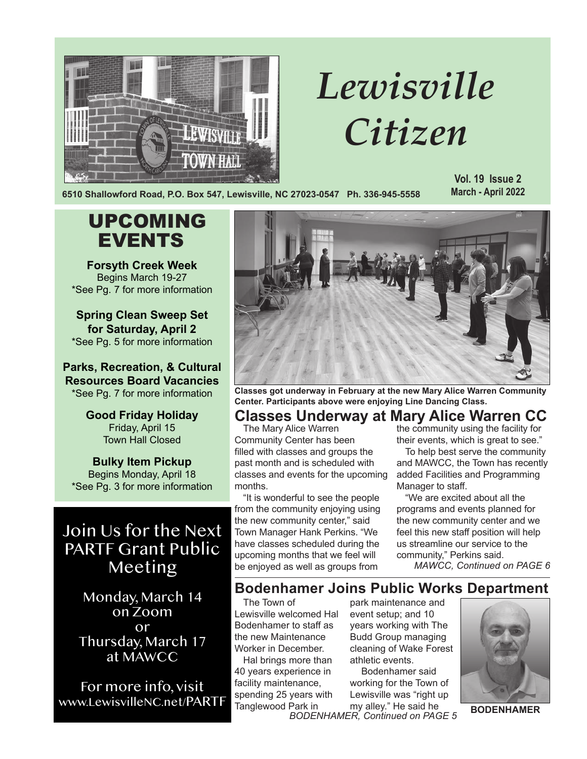# *Lewisville Citizen*

6510 Shallowford Road, P.O. Box 547, Lewisville, NC 27023-0547 Ph. 336-945-5558

**Vol. 19 Issue 2**
**March - April 2022**

## UPCOMING EVENTS

**Forsyth Creek Week**
Begins March 19-27
*See Pg. 7 for more information

**Spring Clean Sweep Set for Saturday, April 2**
*See Pg. 5 for more information

**Parks, Recreation, & Cultural Resources Board Vacancies**
*See Pg. 7 for more information

**Good Friday Holiday**
Friday, April 15
Town Hall Closed

**Bulky Item Pickup**
Begins Monday, April 18
*See Pg. 3 for more information

## Join Us for the Next PARTF Grant Public Meeting

Monday, March 14
on Zoom
or
Thursday, March 17
at MAWCC

For more info, visit
www.LewisvilleNC.net/PARTF

**Classes got underway in February at the new Mary Alice Warren Community Center. Participants above were enjoying Line Dancing Class.**

## Classes Underway at Mary Alice Warren CC

The Mary Alice Warren Community Center has been filled with classes and groups the past month and is scheduled with classes and events for the upcoming months.

"It is wonderful to see the people from the community enjoying using the new community center," said Town Manager Hank Perkins. "We have classes scheduled during the upcoming months that we feel will be enjoyed as well as groups from the community using the facility for their events, which is great to see."

To help best serve the community and MAWCC, the Town has recently added Facilities and Programming Manager to staff.

"We are excited about all the programs and events planned for the new community center and we feel this new staff position will help us streamline our service to the community," Perkins said.

*MAWCC, Continued on PAGE 6*

## Bodenhamer Joins Public Works Department

The Town of Lewisville welcomed Hal Bodenhamer to staff as the new Maintenance Worker in December.

Hal brings more than 40 years experience in facility maintenance, spending 25 years with Tanglewood Park in park maintenance and event setup; and 10 years working with The Budd Group managing cleaning of Wake Forest athletic events.

Bodenhamer said working for the Town of Lewisville was "right up my alley." He said he

*BODENHAMER, Continued on PAGE 5*

**BODENHAMER**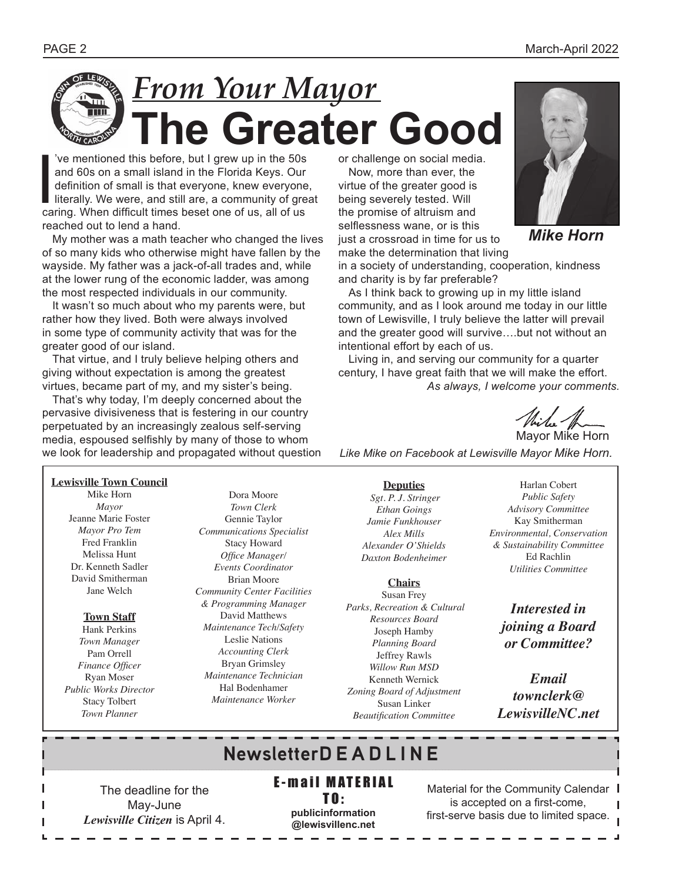# *From Your Mayor*

# The Greater Good

I've mentioned this before, but I grew up in the 50s and 60s on a small island in the Florida Keys. Our definition of small is that everyone, knew everyone, literally. We were, and still are, a community of great caring. When difficult times beset one of us, all of us reached out to lend a hand.

My mother was a math teacher who changed the lives of so many kids who otherwise might have fallen by the wayside. My father was a jack-of-all trades and, while at the lower rung of the economic ladder, was among the most respected individuals in our community.

It wasn't so much about who my parents were, but rather how they lived. Both were always involved in some type of community activity that was for the greater good of our island.

That virtue, and I truly believe helping others and giving without expectation is among the greatest virtues, became part of my, and my sister's being.

That's why today, I'm deeply concerned about the pervasive divisiveness that is festering in our country perpetuated by an increasingly zealous self-serving media, espoused selfishly by many of those to whom we look for leadership and propagated without question or challenge on social media.

Now, more than ever, the virtue of the greater good is being severely tested. Will the promise of altruism and selflessness wane, or is this just a crossroad in time for us to make the determination that living in a society of understanding, cooperation, kindness and charity is by far preferable?

***Mike Horn***

As I think back to growing up in my little island community, and as I look around me today in our little town of Lewisville, I truly believe the latter will prevail and the greater good will survive….but not without an intentional effort by each of us.

Living in, and serving our community for a quarter century, I have great faith that we will make the effort.

*As always, I welcome your comments.*

Mayor Mike Horn

*Like Mike on Facebook at Lewisville Mayor Mike Horn.*

**Lewisville Town Council**

Mike Horn
*Mayor*
Jeanne Marie Foster
*Mayor Pro Tem*
Fred Franklin
Melissa Hunt
Dr. Kenneth Sadler
David Smitherman
Jane Welch

**Town Staff**

Hank Perkins
*Town Manager*
Pam Orrell
*Finance Officer*
Ryan Moser
*Public Works Director*
Stacy Tolbert
*Town Planner*
Dora Moore
*Town Clerk*
Gennie Taylor
*Communications Specialist*
Stacy Howard
*Office Manager/ Events Coordinator*
Brian Moore
*Community Center Facilities & Programming Manager*
David Matthews
*Maintenance Tech/Safety*
Leslie Nations
*Accounting Clerk*
Bryan Grimsley
*Maintenance Technician*
Hal Bodenhamer
*Maintenance Worker*

**Deputies**

*Sgt. P. J. Stringer*
*Ethan Goings*
*Jamie Funkhouser*
*Alex Mills*
*Alexander O'Shields*
*Daxton Bodenheimer*

**Chairs**

Susan Frey
*Parks, Recreation & Cultural Resources Board*
Joseph Hamby
*Planning Board*
Jeffrey Rawls
*Willow Run MSD*
Kenneth Wernick
*Zoning Board of Adjustment*
Susan Linker
*Beautification Committee*
Harlan Cobert
*Public Safety Advisory Committee*
Kay Smitherman
*Environmental, Conservation & Sustainability Committee*
Ed Rachlin
*Utilities Committee*

***Interested in joining a Board or Committee?***

***Email townclerk@LewisvilleNC.net***

## Newsletter DEADLINE

The deadline for the May-June *Lewisville Citizen* is April 4.

**E-mail MATERIAL TO:**
**publicinformation@lewisvillenc.net**

Material for the Community Calendar is accepted on a first-come, first-serve basis due to limited space.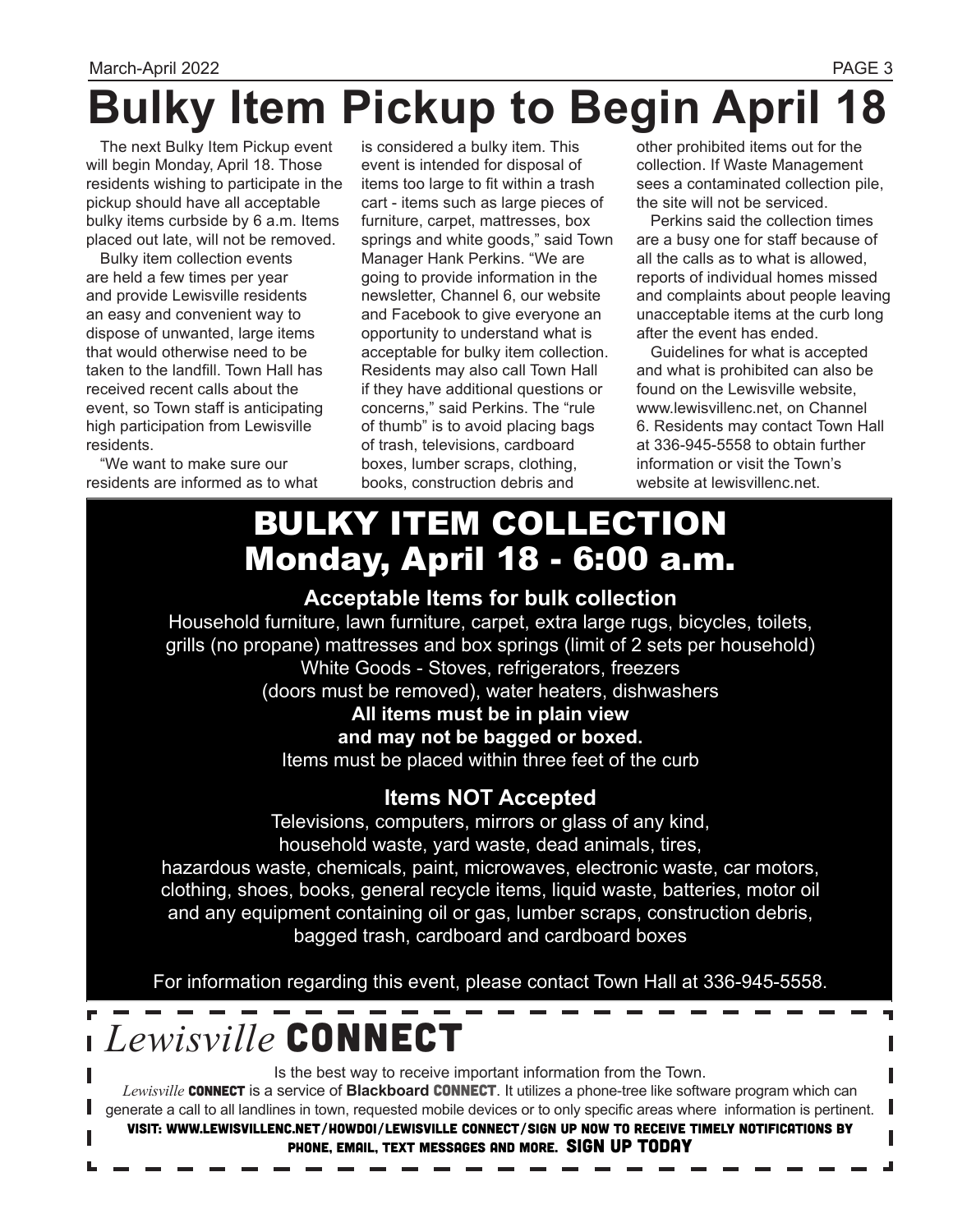# Bulky Item Pickup to Begin April 18

The next Bulky Item Pickup event will begin Monday, April 18. Those residents wishing to participate in the pickup should have all acceptable bulky items curbside by 6 a.m. Items placed out late, will not be removed.

Bulky item collection events are held a few times per year and provide Lewisville residents an easy and convenient way to dispose of unwanted, large items that would otherwise need to be taken to the landfill. Town Hall has received recent calls about the event, so Town staff is anticipating high participation from Lewisville residents.

"We want to make sure our residents are informed as to what is considered a bulky item. This event is intended for disposal of items too large to fit within a trash cart - items such as large pieces of furniture, carpet, mattresses, box springs and white goods," said Town Manager Hank Perkins. "We are going to provide information in the newsletter, Channel 6, our website and Facebook to give everyone an opportunity to understand what is acceptable for bulky item collection. Residents may also call Town Hall if they have additional questions or concerns," said Perkins. The "rule of thumb" is to avoid placing bags of trash, televisions, cardboard boxes, lumber scraps, clothing, books, construction debris and other prohibited items out for the collection. If Waste Management sees a contaminated collection pile, the site will not be serviced.

Perkins said the collection times are a busy one for staff because of all the calls as to what is allowed, reports of individual homes missed and complaints about people leaving unacceptable items at the curb long after the event has ended.

Guidelines for what is accepted and what is prohibited can also be found on the Lewisville website, www.lewisvillenc.net, on Channel 6. Residents may contact Town Hall at 336-945-5558 to obtain further information or visit the Town's website at lewisvillenc.net.

## BULKY ITEM COLLECTION
## Monday, April 18 - 6:00 a.m.

### Acceptable Items for bulk collection

Household furniture, lawn furniture, carpet, extra large rugs, bicycles, toilets, grills (no propane) mattresses and box springs (limit of 2 sets per household)
White Goods - Stoves, refrigerators, freezers (doors must be removed), water heaters, dishwashers

**All items must be in plain view and may not be bagged or boxed.**

Items must be placed within three feet of the curb

### Items NOT Accepted

Televisions, computers, mirrors or glass of any kind, household waste, yard waste, dead animals, tires, hazardous waste, chemicals, paint, microwaves, electronic waste, car motors, clothing, shoes, books, general recycle items, liquid waste, batteries, motor oil and any equipment containing oil or gas, lumber scraps, construction debris, bagged trash, cardboard and cardboard boxes

For information regarding this event, please contact Town Hall at 336-945-5558.

## *Lewisville* CONNECT

Is the best way to receive important information from the Town.

*Lewisville* **CONNECT** is a service of **Blackboard CONNECT**. It utilizes a phone-tree like software program which can generate a call to all landlines in town, requested mobile devices or to only specific areas where information is pertinent.

**VISIT: WWW.LEWISVILLENC.NET/HOWDOI/LEWISVILLE CONNECT/SIGN UP NOW TO RECEIVE TIMELY NOTIFICATIONS BY PHONE, EMAIL, TEXT MESSAGES AND MORE. SIGN UP TODAY**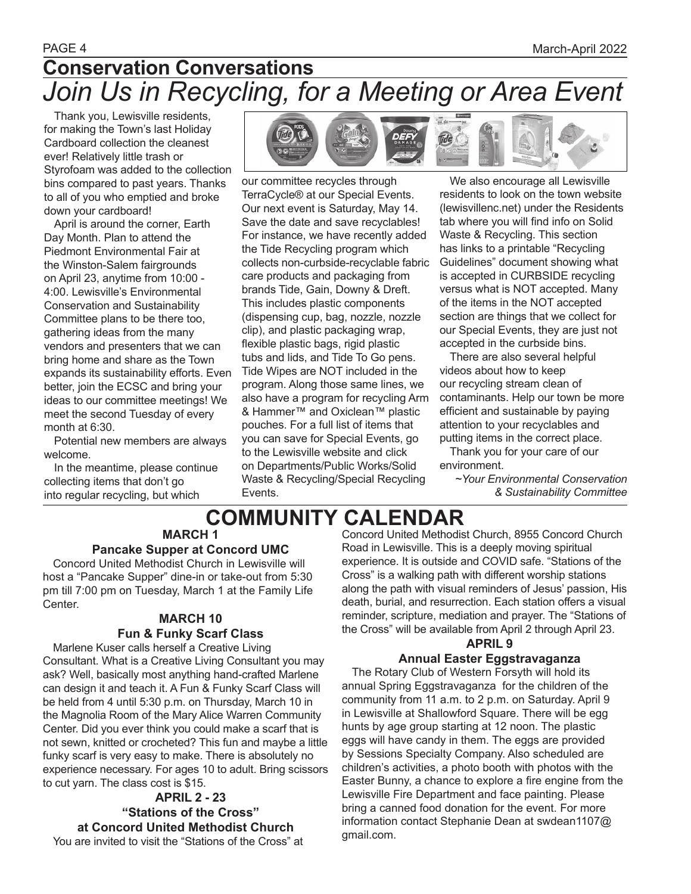## Conservation Conversations

# *Join Us in Recycling, for a Meeting or Area Event*

Thank you, Lewisville residents, for making the Town's last Holiday Cardboard collection the cleanest ever! Relatively little trash or Styrofoam was added to the collection bins compared to past years. Thanks to all of you who emptied and broke down your cardboard!

April is around the corner, Earth Day Month. Plan to attend the Piedmont Environmental Fair at the Winston-Salem fairgrounds on April 23, anytime from 10:00 - 4:00. Lewisville's Environmental Conservation and Sustainability Committee plans to be there too, gathering ideas from the many vendors and presenters that we can bring home and share as the Town expands its sustainability efforts. Even better, join the ECSC and bring your ideas to our committee meetings! We meet the second Tuesday of every month at 6:30.

Potential new members are always welcome.

In the meantime, please continue collecting items that don't go into regular recycling, but which our committee recycles through TerraCycle® at our Special Events. Our next event is Saturday, May 14. Save the date and save recyclables! For instance, we have recently added the Tide Recycling program which collects non-curbside-recyclable fabric care products and packaging from brands Tide, Gain, Downy & Dreft. This includes plastic components (dispensing cup, bag, nozzle, nozzle clip), and plastic packaging wrap, flexible plastic bags, rigid plastic tubs and lids, and Tide To Go pens. Tide Wipes are NOT included in the program. Along those same lines, we also have a program for recycling Arm & Hammer™ and Oxiclean™ plastic pouches. For a full list of items that you can save for Special Events, go to the Lewisville website and click on Departments/Public Works/Solid Waste & Recycling/Special Recycling Events.

We also encourage all Lewisville residents to look on the town website (lewisvillenc.net) under the Residents tab where you will find info on Solid Waste & Recycling. This section has links to a printable "Recycling Guidelines" document showing what is accepted in CURBSIDE recycling versus what is NOT accepted. Many of the items in the NOT accepted section are things that we collect for our Special Events, they are just not accepted in the curbside bins.

There are also several helpful videos about how to keep our recycling stream clean of contaminants. Help our town be more efficient and sustainable by paying attention to your recyclables and putting items in the correct place.

Thank you for your care of our environment.

*~Your Environmental Conservation & Sustainability Committee*

# COMMUNITY CALENDAR

### MARCH 1
### Pancake Supper at Concord UMC

Concord United Methodist Church in Lewisville will host a "Pancake Supper" dine-in or take-out from 5:30 pm till 7:00 pm on Tuesday, March 1 at the Family Life Center.

### MARCH 10
### Fun & Funky Scarf Class

Marlene Kuser calls herself a Creative Living Consultant. What is a Creative Living Consultant you may ask? Well, basically most anything hand-crafted Marlene can design it and teach it. A Fun & Funky Scarf Class will be held from 4 until 5:30 p.m. on Thursday, March 10 in the Magnolia Room of the Mary Alice Warren Community Center. Did you ever think you could make a scarf that is not sewn, knitted or crocheted? This fun and maybe a little funky scarf is very easy to make. There is absolutely no experience necessary. For ages 10 to adult. Bring scissors to cut yarn. The class cost is $15.

### APRIL 2 - 23
### "Stations of the Cross" at Concord United Methodist Church

You are invited to visit the "Stations of the Cross" at Concord United Methodist Church, 8955 Concord Church Road in Lewisville. This is a deeply moving spiritual experience. It is outside and COVID safe. "Stations of the Cross" is a walking path with different worship stations along the path with visual reminders of Jesus' passion, His death, burial, and resurrection. Each station offers a visual reminder, scripture, mediation and prayer. The "Stations of the Cross" will be available from April 2 through April 23.

### APRIL 9
### Annual Easter Eggstravaganza

The Rotary Club of Western Forsyth will hold its annual Spring Eggstravaganza for the children of the community from 11 a.m. to 2 p.m. on Saturday. April 9 in Lewisville at Shallowford Square. There will be egg hunts by age group starting at 12 noon. The plastic eggs will have candy in them. The eggs are provided by Sessions Specialty Company. Also scheduled are children's activities, a photo booth with photos with the Easter Bunny, a chance to explore a fire engine from the Lewisville Fire Department and face painting. Please bring a canned food donation for the event. For more information contact Stephanie Dean at swdean1107@gmail.com.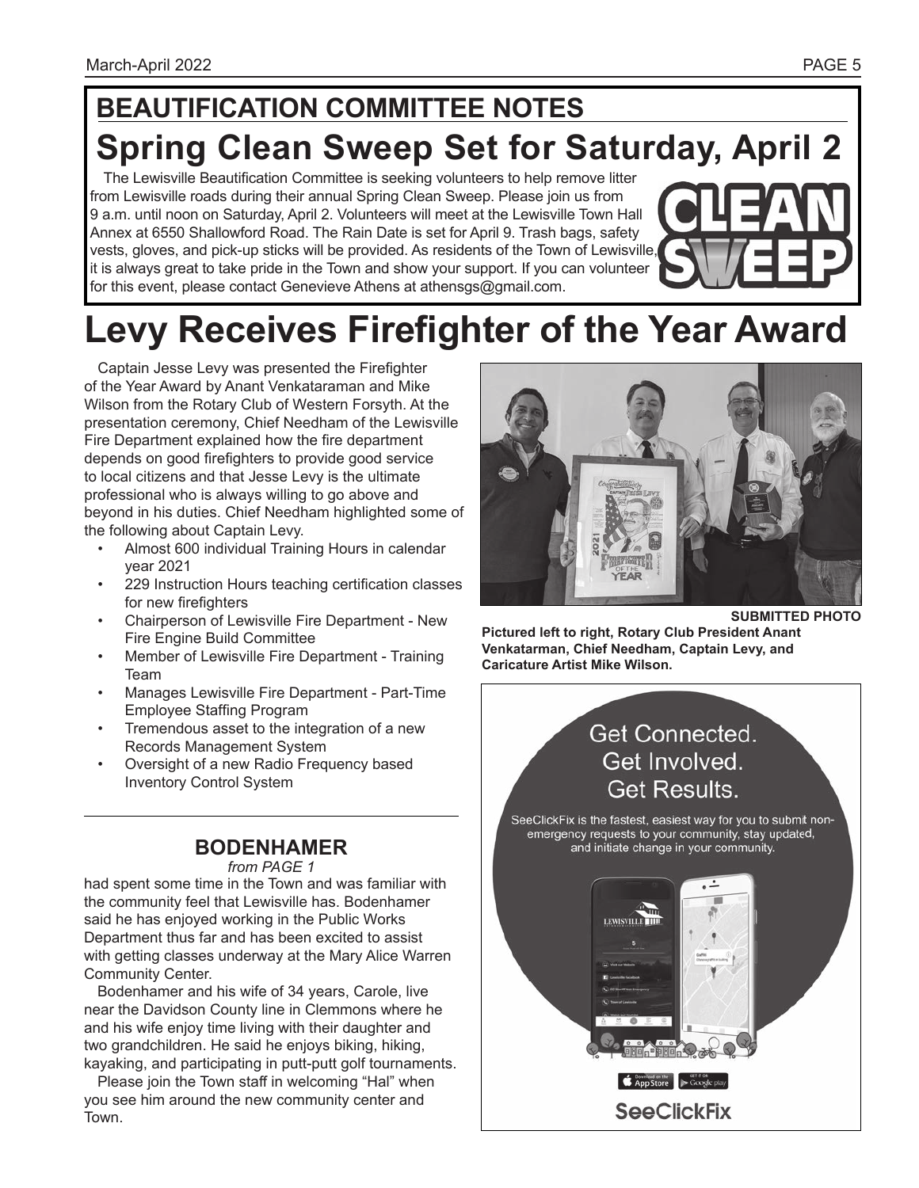## BEAUTIFICATION COMMITTEE NOTES

# Spring Clean Sweep Set for Saturday, April 2

The Lewisville Beautification Committee is seeking volunteers to help remove litter from Lewisville roads during their annual Spring Clean Sweep. Please join us from 9 a.m. until noon on Saturday, April 2. Volunteers will meet at the Lewisville Town Hall Annex at 6550 Shallowford Road. The Rain Date is set for April 9. Trash bags, safety vests, gloves, and pick-up sticks will be provided. As residents of the Town of Lewisville, it is always great to take pride in the Town and show your support. If you can volunteer for this event, please contact Genevieve Athens at athensgs@gmail.com.

CLEAN SWEEP

# Levy Receives Firefighter of the Year Award

Captain Jesse Levy was presented the Firefighter of the Year Award by Anant Venkataraman and Mike Wilson from the Rotary Club of Western Forsyth. At the presentation ceremony, Chief Needham of the Lewisville Fire Department explained how the fire department depends on good firefighters to provide good service to local citizens and that Jesse Levy is the ultimate professional who is always willing to go above and beyond in his duties. Chief Needham highlighted some of the following about Captain Levy.

- Almost 600 individual Training Hours in calendar year 2021
- 229 Instruction Hours teaching certification classes for new firefighters
- Chairperson of Lewisville Fire Department - New Fire Engine Build Committee
- Member of Lewisville Fire Department - Training Team
- Manages Lewisville Fire Department - Part-Time Employee Staffing Program
- Tremendous asset to the integration of a new Records Management System
- Oversight of a new Radio Frequency based Inventory Control System

SUBMITTED PHOTO

**Pictured left to right, Rotary Club President Anant Venkatarman, Chief Needham, Captain Levy, and Caricature Artist Mike Wilson.**

## BODENHAMER

*from PAGE 1*

had spent some time in the Town and was familiar with the community feel that Lewisville has. Bodenhamer said he has enjoyed working in the Public Works Department thus far and has been excited to assist with getting classes underway at the Mary Alice Warren Community Center.

Bodenhamer and his wife of 34 years, Carole, live near the Davidson County line in Clemmons where he and his wife enjoy time living with their daughter and two grandchildren. He said he enjoys biking, hiking, kayaking, and participating in putt-putt golf tournaments.

Please join the Town staff in welcoming "Hal" when you see him around the new community center and Town.

Get Connected.
Get Involved.
Get Results.

SeeClickFix is the fastest, easiest way for you to submit non-emergency requests to your community, stay updated, and initiate change in your community.

Download on the App Store | GET IT ON Google play

**SeeClickFix**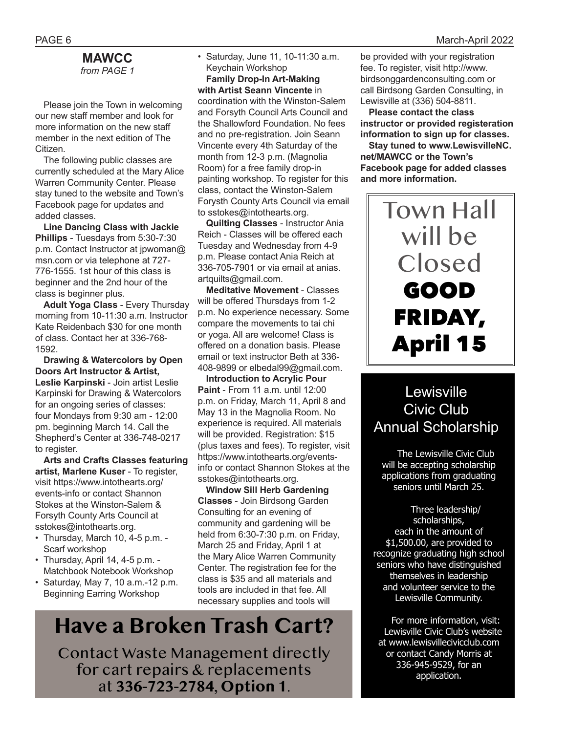## MAWCC

*from PAGE 1*

Please join the Town in welcoming our new staff member and look for more information on the new staff member in the next edition of The Citizen.

The following public classes are currently scheduled at the Mary Alice Warren Community Center. Please stay tuned to the website and Town's Facebook page for updates and added classes.

**Line Dancing Class with Jackie Phillips** - Tuesdays from 5:30-7:30 p.m. Contact Instructor at jpwoman@msn.com or via telephone at 727-776-1555. 1st hour of this class is beginner and the 2nd hour of the class is beginner plus.

**Adult Yoga Class** - Every Thursday morning from 10-11:30 a.m. Instructor Kate Reidenbach $30 for one month of class. Contact her at 336-768-1592.

**Drawing & Watercolors by Open Doors Art Instructor & Artist, Leslie Karpinski** - Join artist Leslie Karpinski for Drawing & Watercolors for an ongoing series of classes: four Mondays from 9:30 am - 12:00 pm. beginning March 14. Call the Shepherd's Center at 336-748-0217 to register.

**Arts and Crafts Classes featuring artist, Marlene Kuser** - To register, visit https://www.intothearts.org/events-info or contact Shannon Stokes at the Winston-Salem & Forsyth County Arts Council at sstokes@intothearts.org.

- Thursday, March 10, 4-5 p.m. - Scarf workshop
- Thursday, April 14, 4-5 p.m. - Matchbook Notebook Workshop
- Saturday, May 7, 10 a.m.-12 p.m. Beginning Earring Workshop
- Saturday, June 11, 10-11:30 a.m. Keychain Workshop

**Family Drop-In Art-Making with Artist Seann Vincente** in coordination with the Winston-Salem and Forsyth Council Arts Council and the Shallowford Foundation. No fees and no pre-registration. Join Seann Vincente every 4th Saturday of the month from 12-3 p.m. (Magnolia Room) for a free family drop-in painting workshop. To register for this class, contact the Winston-Salem Forysth County Arts Council via email to sstokes@intothearts.org.

**Quilting Classes** - Instructor Ania Reich - Classes will be offered each Tuesday and Wednesday from 4-9 p.m. Please contact Ania Reich at 336-705-7901 or via email at anias.artquilts@gmail.com.

**Meditative Movement** - Classes will be offered Thursdays from 1-2 p.m. No experience necessary. Some compare the movements to tai chi or yoga. All are welcome! Class is offered on a donation basis. Please email or text instructor Beth at 336-408-9899 or elbedal99@gmail.com.

**Introduction to Acrylic Pour Paint** - From 11 a.m. until 12:00 p.m. on Friday, March 11, April 8 and May 13 in the Magnolia Room. No experience is required. All materials will be provided. Registration: $15 (plus taxes and fees). To register, visit https://www.intothearts.org/events-info or contact Shannon Stokes at the sstokes@intothearts.org.

**Window Sill Herb Gardening Classes** - Join Birdsong Garden Consulting for an evening of community and gardening will be held from 6:30-7:30 p.m. on Friday, March 25 and Friday, April 1 at the Mary Alice Warren Community Center. The registration fee for the class is $35 and all materials and tools are included in that fee. All necessary supplies and tools will be provided with your registration fee. To register, visit http://www.birdsonggardenconsulting.com or call Birdsong Garden Consulting, in Lewisville at (336) 504-8811.

**Please contact the class instructor or provided registeration information to sign up for classes.**

**Stay tuned to www.LewisvilleNC.net/MAWCC or the Town's Facebook page for added classes and more information.**

# Town Hall will be Closed **GOOD FRIDAY, April 15**

## Lewisville Civic Club Annual Scholarship

The Lewisville Civic Club will be accepting scholarship applications from graduating seniors until March 25.

Three leadership/scholarships, each in the amount of $1,500.00, are provided to recognize graduating high school seniors who have distinguished themselves in leadership and volunteer service to the Lewisville Community.

For more information, visit: Lewisville Civic Club's website at www.lewisvillecivicclub.com or contact Candy Morris at 336-945-9529, for an application.

# Have a Broken Trash Cart?

Contact Waste Management directly for cart repairs & replacements at **336-723-2784**, **Option 1**.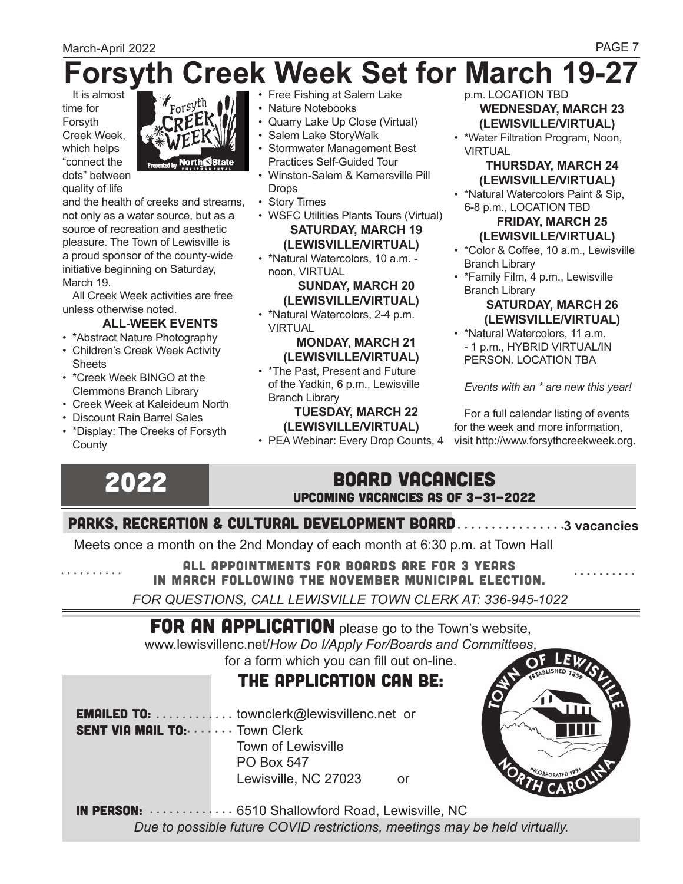# Forsyth Creek Week Set for March 19-27

It is almost time for Forsyth Creek Week, which helps "connect the dots" between quality of life and the health of creeks and streams, not only as a water source, but as a source of recreation and aesthetic pleasure. The Town of Lewisville is a proud sponsor of the county-wide initiative beginning on Saturday, March 19.

All Creek Week activities are free unless otherwise noted.

### ALL-WEEK EVENTS

- *Abstract Nature Photography
- Children's Creek Week Activity Sheets
- *Creek Week BINGO at the Clemmons Branch Library
- Creek Week at Kaleideum North
- Discount Rain Barrel Sales
- *Display: The Creeks of Forsyth County
- Free Fishing at Salem Lake
- Nature Notebooks
- Quarry Lake Up Close (Virtual)
- Salem Lake StoryWalk
- Stormwater Management Best Practices Self-Guided Tour
- Winston-Salem & Kernersville Pill Drops
- Story Times
- WSFC Utilities Plants Tours (Virtual)

### SATURDAY, MARCH 19 (LEWISVILLE/VIRTUAL)

- *Natural Watercolors, 10 a.m. - noon, VIRTUAL

### SUNDAY, MARCH 20 (LEWISVILLE/VIRTUAL)

- *Natural Watercolors, 2-4 p.m. VIRTUAL

### MONDAY, MARCH 21 (LEWISVILLE/VIRTUAL)

- *The Past, Present and Future of the Yadkin, 6 p.m., Lewisville Branch Library

### TUESDAY, MARCH 22 (LEWISVILLE/VIRTUAL)

- PEA Webinar: Every Drop Counts, 4 p.m. LOCATION TBD

### WEDNESDAY, MARCH 23 (LEWISVILLE/VIRTUAL)

- *Water Filtration Program, Noon, VIRTUAL

### THURSDAY, MARCH 24 (LEWISVILLE/VIRTUAL)

- *Natural Watercolors Paint & Sip, 6-8 p.m., LOCATION TBD

### FRIDAY, MARCH 25 (LEWISVILLE/VIRTUAL)

- *Color & Coffee, 10 a.m., Lewisville Branch Library
- *Family Film, 4 p.m., Lewisville Branch Library

### SATURDAY, MARCH 26 (LEWISVILLE/VIRTUAL)

- *Natural Watercolors, 11 a.m. - 1 p.m., HYBRID VIRTUAL/IN PERSON. LOCATION TBA

*Events with an * are new this year!*

For a full calendar listing of events for the week and more information, visit http://www.forsythcreekweek.org.

# 2022 BOARD VACANCIES

## UPCOMING VACANCIES AS OF 3-31-2022

**PARKS, RECREATION & CULTURAL DEVELOPMENT BOARD** ................ **3 vacancies**

Meets once a month on the 2nd Monday of each month at 6:30 p.m. at Town Hall

**ALL APPOINTMENTS FOR BOARDS ARE FOR 3 YEARS IN MARCH FOLLOWING THE NOVEMBER MUNICIPAL ELECTION.**

*FOR QUESTIONS, CALL LEWISVILLE TOWN CLERK AT: 336-945-1022*

**FOR AN APPLICATION** please go to the Town's website, www.lewisvillenc.net/*How Do I/Apply For/Boards and Committees*, for a form which you can fill out on-line.

## THE APPLICATION CAN BE:

**EMAILED TO:** ............ townclerk@lewisvillenc.net or

**SENT VIA MAIL TO:** ....... Town Clerk
Town of Lewisville
PO Box 547
Lewisville, NC 27023 or

**IN PERSON:** ............. 6510 Shallowford Road, Lewisville, NC

*Due to possible future COVID restrictions, meetings may be held virtually.*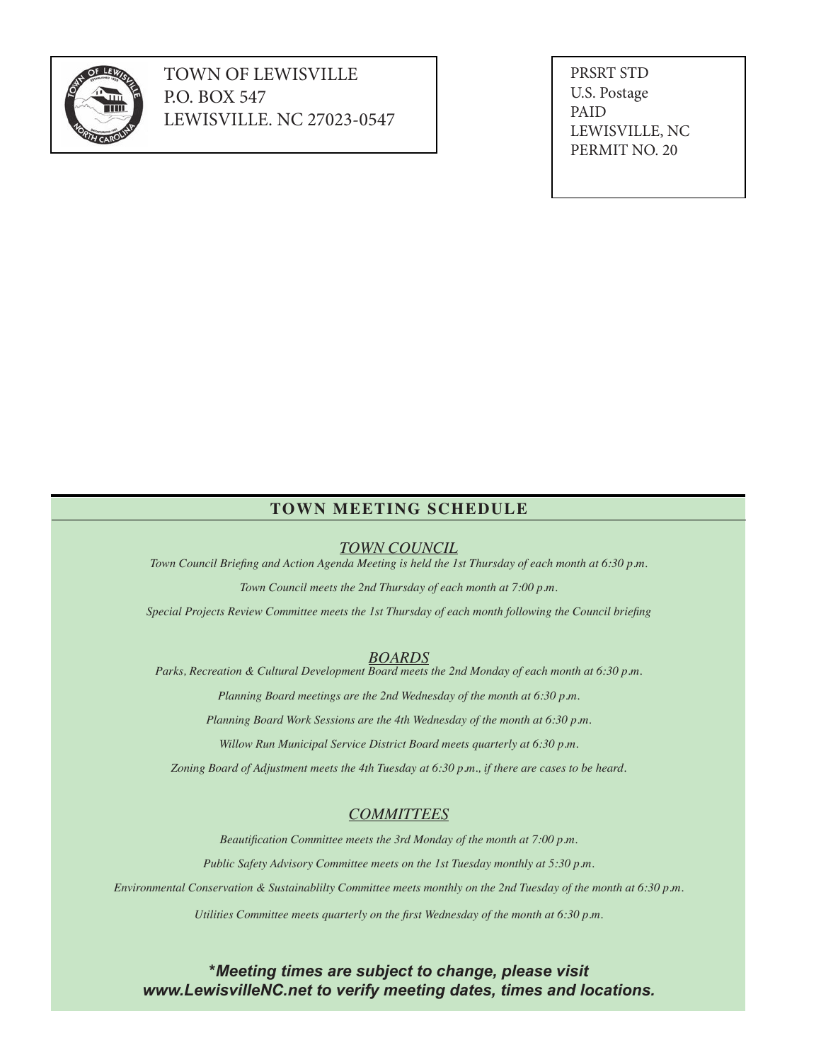TOWN OF LEWISVILLE
P.O. BOX 547
LEWISVILLE. NC 27023-0547

PRSRT STD
U.S. Postage
PAID
LEWISVILLE, NC
PERMIT NO. 20

## TOWN MEETING SCHEDULE

### TOWN COUNCIL

*Town Council Briefing and Action Agenda Meeting is held the 1st Thursday of each month at 6:30 p.m.*

*Town Council meets the 2nd Thursday of each month at 7:00 p.m.*

*Special Projects Review Committee meets the 1st Thursday of each month following the Council briefing*

### BOARDS

*Parks, Recreation & Cultural Development Board meets the 2nd Monday of each month at 6:30 p.m.*

*Planning Board meetings are the 2nd Wednesday of the month at 6:30 p.m.*

*Planning Board Work Sessions are the 4th Wednesday of the month at 6:30 p.m.*

*Willow Run Municipal Service District Board meets quarterly at 6:30 p.m.*

*Zoning Board of Adjustment meets the 4th Tuesday at 6:30 p.m., if there are cases to be heard.*

### COMMITTEES

*Beautification Committee meets the 3rd Monday of the month at 7:00 p.m.*

*Public Safety Advisory Committee meets on the 1st Tuesday monthly at 5:30 p.m.*

*Environmental Conservation & Sustainablilty Committee meets monthly on the 2nd Tuesday of the month at 6:30 p.m.*

*Utilities Committee meets quarterly on the first Wednesday of the month at 6:30 p.m.*

***Meeting times are subject to change, please visit www.LewisvilleNC.net to verify meeting dates, times and locations.***